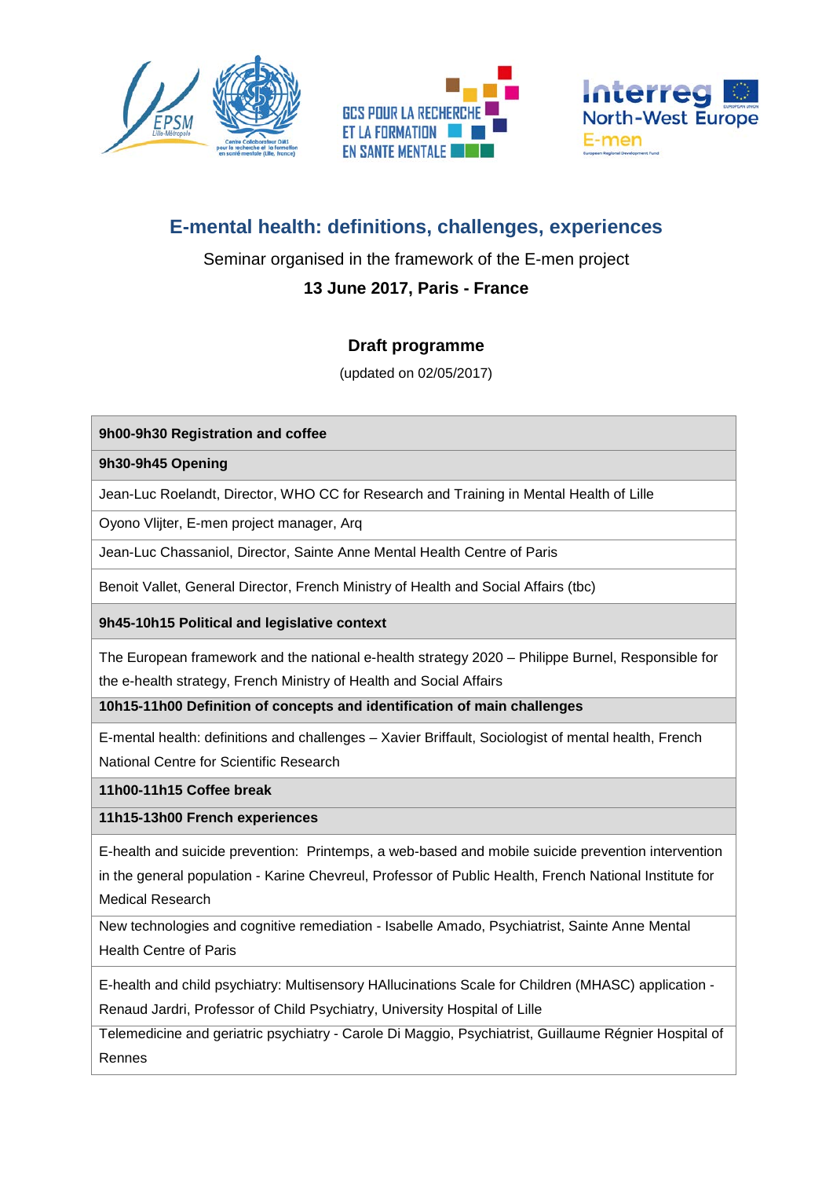# E-mental health: definitions, challenges, experiences

Seminar organised in the framework of the E-men project

**13 June 2017, Paris - France**

## Draft programme

(updated on 02/05/2017)

| **9h00-9h30 Registration and coffee** |
|---|
| **9h30-9h45 Opening** |
| Jean-Luc Roelandt, Director, WHO CC for Research and Training in Mental Health of Lille |
| Oyono Vlijter, E-men project manager, Arq |
| Jean-Luc Chassaniol, Director, Sainte Anne Mental Health Centre of Paris |
| Benoit Vallet, General Director, French Ministry of Health and Social Affairs (tbc) |
| **9h45-10h15 Political and legislative context** |
| The European framework and the national e-health strategy 2020 – Philippe Burnel, Responsible for the e-health strategy, French Ministry of Health and Social Affairs |
| **10h15-11h00 Definition of concepts and identification of main challenges** |
| E-mental health: definitions and challenges – Xavier Briffault, Sociologist of mental health, French National Centre for Scientific Research |
| **11h00-11h15 Coffee break** |
| **11h15-13h00 French experiences** |
| E-health and suicide prevention: Printemps, a web-based and mobile suicide prevention intervention in the general population - Karine Chevreul, Professor of Public Health, French National Institute for Medical Research |
| New technologies and cognitive remediation - Isabelle Amado, Psychiatrist, Sainte Anne Mental Health Centre of Paris |
| E-health and child psychiatry: Multisensory HAllucinations Scale for Children (MHASC) application - Renaud Jardri, Professor of Child Psychiatry, University Hospital of Lille |
| Telemedicine and geriatric psychiatry - Carole Di Maggio, Psychiatrist, Guillaume Régnier Hospital of Rennes |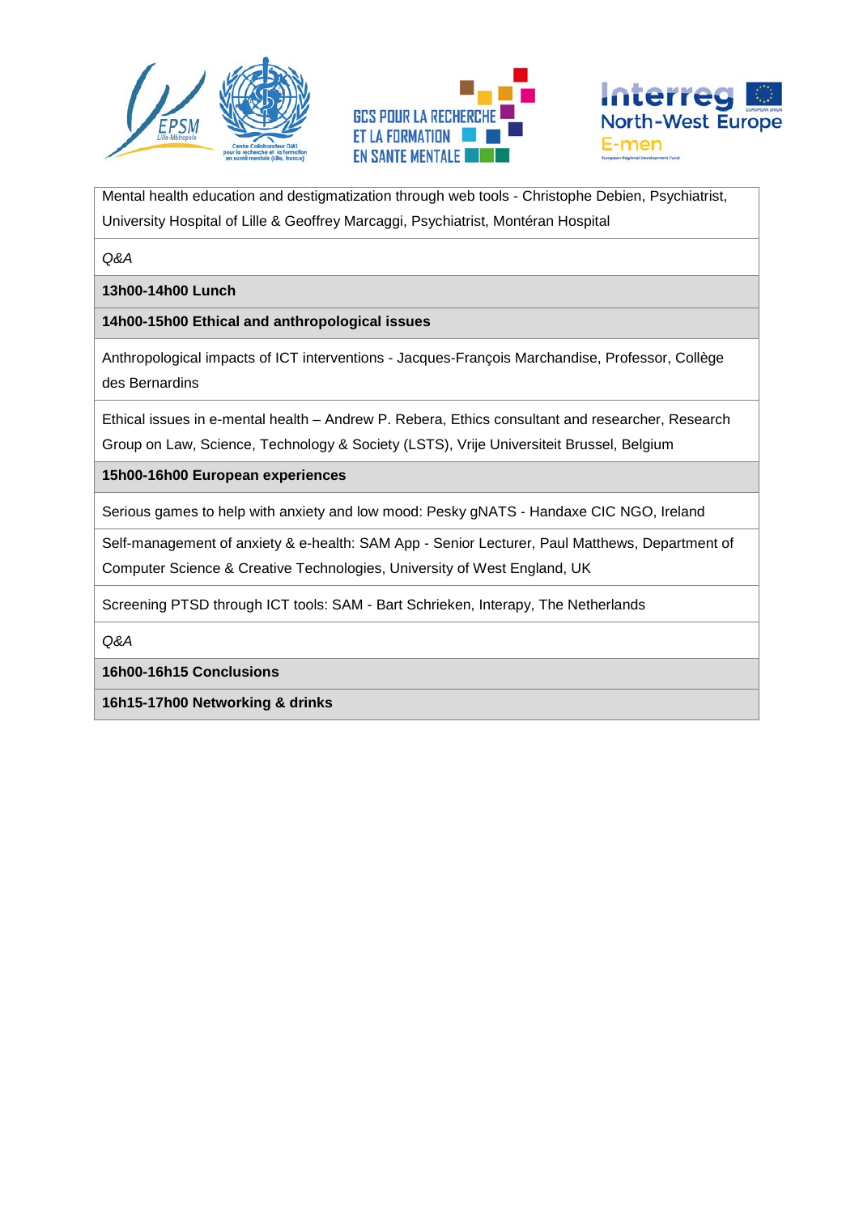| Mental health education and destigmatization through web tools - Christophe Debien, Psychiatrist, University Hospital of Lille & Geoffrey Marcaggi, Psychiatrist, Montéran Hospital |
|---|
| *Q&A* |
| **13h00-14h00 Lunch** |
| **14h00-15h00 Ethical and anthropological issues** |
| Anthropological impacts of ICT interventions - Jacques-François Marchandise, Professor, Collège des Bernardins |
| Ethical issues in e-mental health – Andrew P. Rebera, Ethics consultant and researcher, Research Group on Law, Science, Technology & Society (LSTS), Vrije Universiteit Brussel, Belgium |
| **15h00-16h00 European experiences** |
| Serious games to help with anxiety and low mood: Pesky gNATS - Handaxe CIC NGO, Ireland |
| Self-management of anxiety & e-health: SAM App - Senior Lecturer, Paul Matthews, Department of Computer Science & Creative Technologies, University of West England, UK |
| Screening PTSD through ICT tools: SAM - Bart Schrieken, Interapy, The Netherlands |
| *Q&A* |
| **16h00-16h15 Conclusions** |
| **16h15-17h00 Networking & drinks** |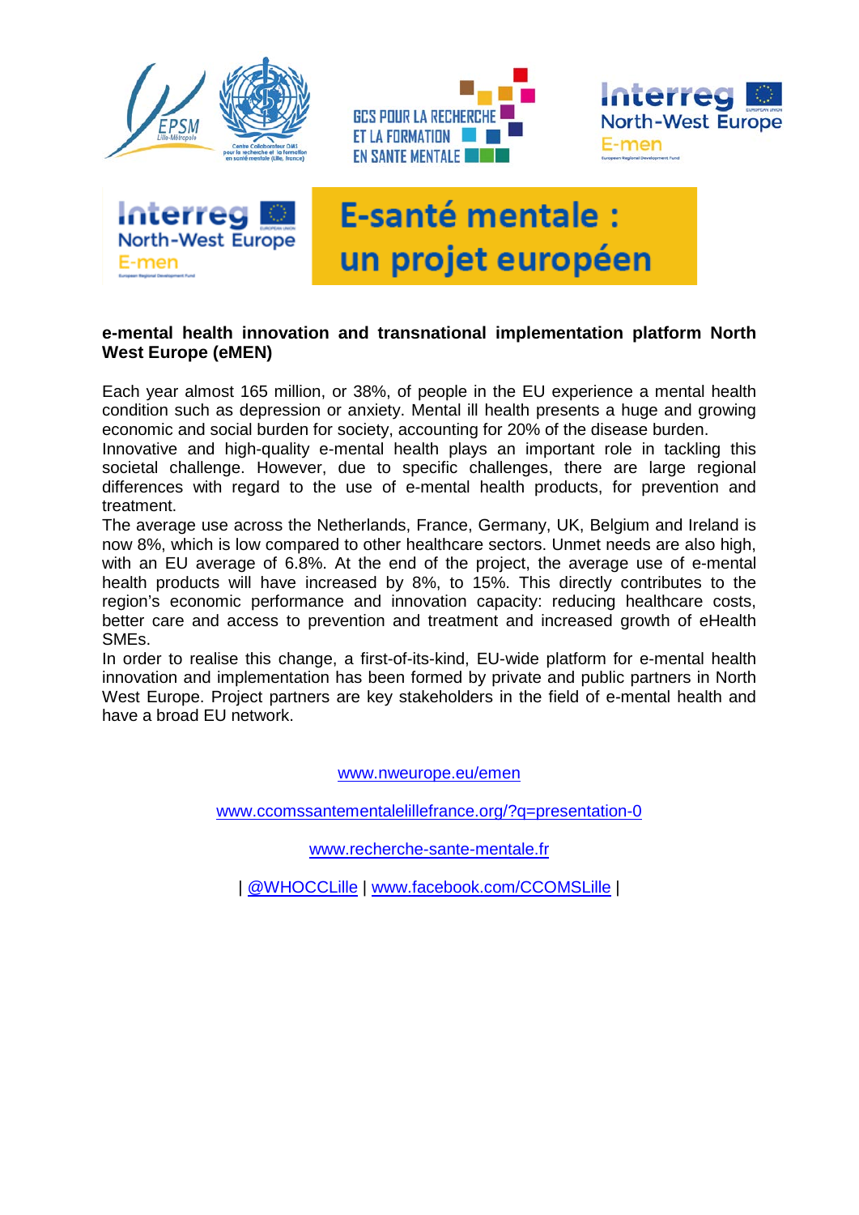E-santé mentale : un projet européen

**e-mental health innovation and transnational implementation platform North West Europe (eMEN)**

Each year almost 165 million, or 38%, of people in the EU experience a mental health condition such as depression or anxiety. Mental ill health presents a huge and growing economic and social burden for society, accounting for 20% of the disease burden.
Innovative and high-quality e-mental health plays an important role in tackling this societal challenge. However, due to specific challenges, there are large regional differences with regard to the use of e-mental health products, for prevention and treatment.
The average use across the Netherlands, France, Germany, UK, Belgium and Ireland is now 8%, which is low compared to other healthcare sectors. Unmet needs are also high, with an EU average of 6.8%. At the end of the project, the average use of e-mental health products will have increased by 8%, to 15%. This directly contributes to the region's economic performance and innovation capacity: reducing healthcare costs, better care and access to prevention and treatment and increased growth of eHealth SMEs.
In order to realise this change, a first-of-its-kind, EU-wide platform for e-mental health innovation and implementation has been formed by private and public partners in North West Europe. Project partners are key stakeholders in the field of e-mental health and have a broad EU network.

www.nweurope.eu/emen

www.ccomssantementalelillefrance.org/?q=presentation-0

www.recherche-sante-mentale.fr

| @WHOCCLille | www.facebook.com/CCOMSLille |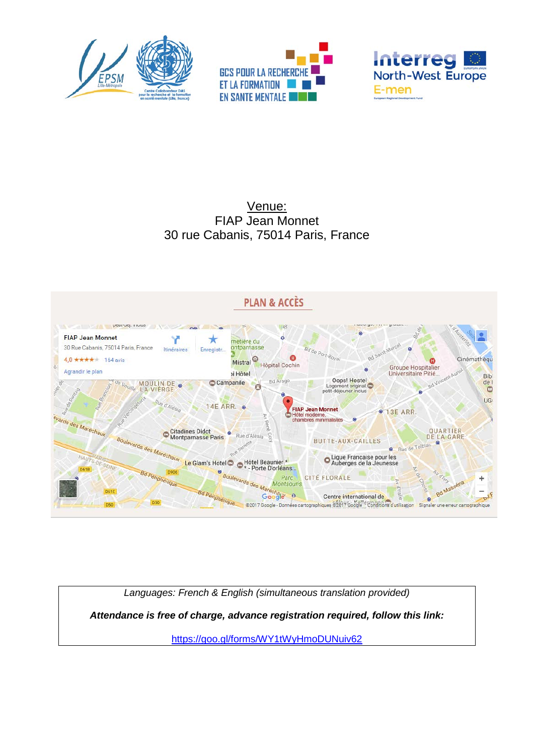Venue:
FIAP Jean Monnet
30 rue Cabanis, 75014 Paris, France

PLAN & ACCÈS

*Languages: French & English (simultaneous translation provided)*

***Attendance is free of charge, advance registration required, follow this link:***

https://goo.gl/forms/WY1tWyHmoDUNuiv62